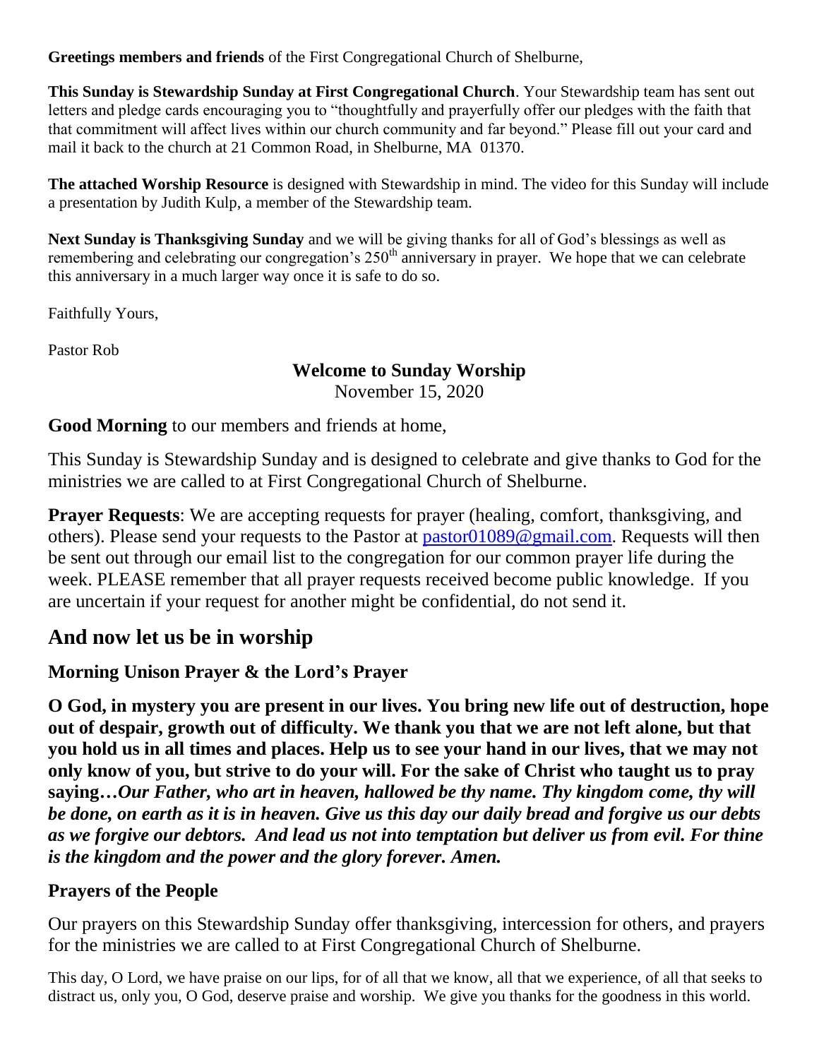**Greetings members and friends** of the First Congregational Church of Shelburne,

**This Sunday is Stewardship Sunday at First Congregational Church**. Your Stewardship team has sent out letters and pledge cards encouraging you to "thoughtfully and prayerfully offer our pledges with the faith that that commitment will affect lives within our church community and far beyond." Please fill out your card and mail it back to the church at 21 Common Road, in Shelburne, MA 01370.

**The attached Worship Resource** is designed with Stewardship in mind. The video for this Sunday will include a presentation by Judith Kulp, a member of the Stewardship team.

**Next Sunday is Thanksgiving Sunday** and we will be giving thanks for all of God's blessings as well as remembering and celebrating our congregation's 250th anniversary in prayer. We hope that we can celebrate this anniversary in a much larger way once it is safe to do so.

Faithfully Yours,

Pastor Rob

**Welcome to Sunday Worship**

November 15, 2020

**Good Morning** to our members and friends at home,

This Sunday is Stewardship Sunday and is designed to celebrate and give thanks to God for the ministries we are called to at First Congregational Church of Shelburne.

**Prayer Requests**: We are accepting requests for prayer (healing, comfort, thanksgiving, and others). Please send your requests to the Pastor at pastor01089@gmail.com. Requests will then be sent out through our email list to the congregation for our common prayer life during the week. PLEASE remember that all prayer requests received become public knowledge. If you are uncertain if your request for another might be confidential, do not send it.

## And now let us be in worship

### Morning Unison Prayer & the Lord's Prayer

**O God, in mystery you are present in our lives. You bring new life out of destruction, hope out of despair, growth out of difficulty. We thank you that we are not left alone, but that you hold us in all times and places. Help us to see your hand in our lives, that we may not only know of you, but strive to do your will. For the sake of Christ who taught us to pray saying…*Our Father, who art in heaven, hallowed be thy name. Thy kingdom come, thy will be done, on earth as it is in heaven. Give us this day our daily bread and forgive us our debts as we forgive our debtors. And lead us not into temptation but deliver us from evil. For thine is the kingdom and the power and the glory forever. Amen.***

### Prayers of the People

Our prayers on this Stewardship Sunday offer thanksgiving, intercession for others, and prayers for the ministries we are called to at First Congregational Church of Shelburne.

This day, O Lord, we have praise on our lips, for of all that we know, all that we experience, of all that seeks to distract us, only you, O God, deserve praise and worship. We give you thanks for the goodness in this world.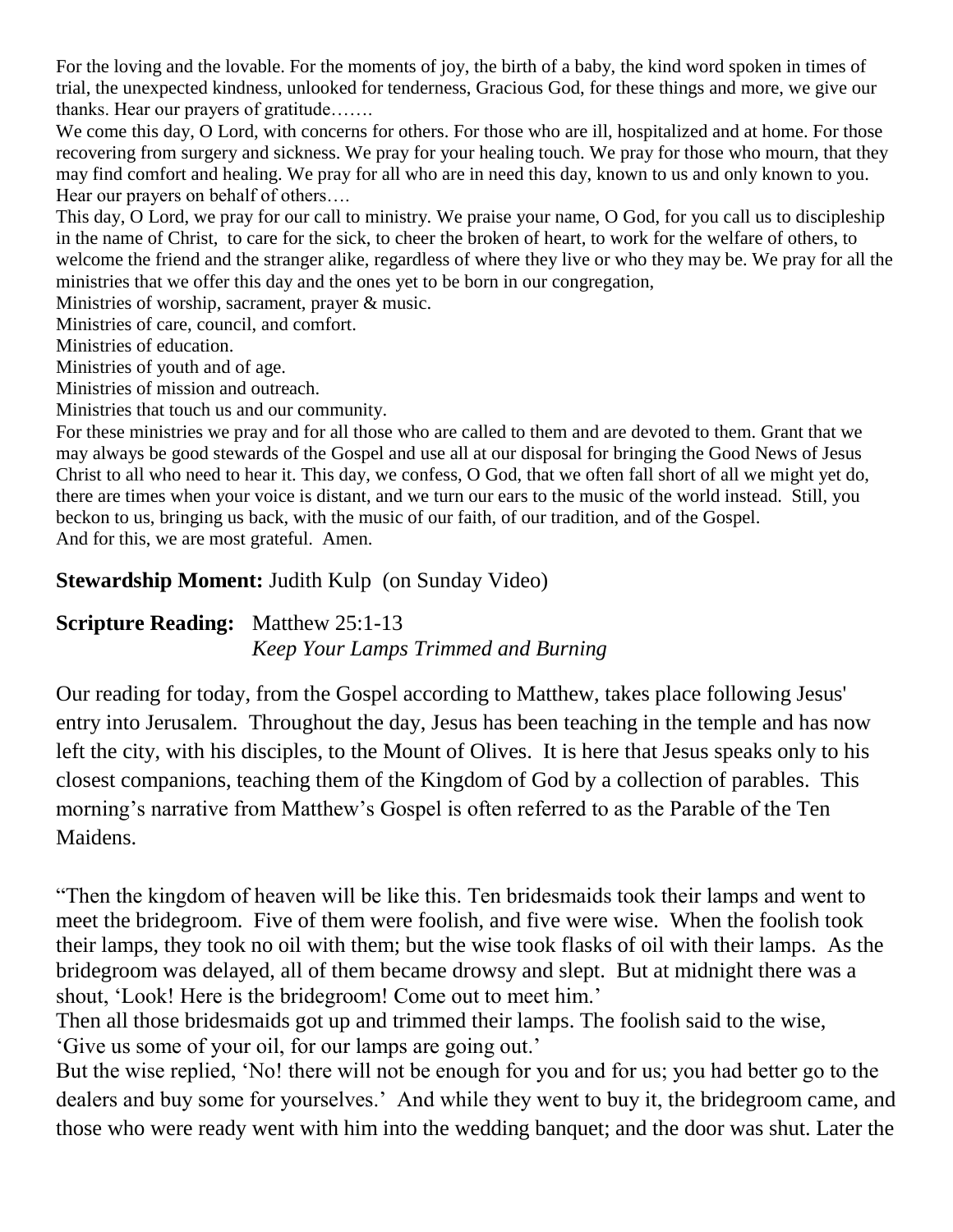For the loving and the lovable. For the moments of joy, the birth of a baby, the kind word spoken in times of trial, the unexpected kindness, unlooked for tenderness, Gracious God, for these things and more, we give our thanks. Hear our prayers of gratitude…….

We come this day, O Lord, with concerns for others. For those who are ill, hospitalized and at home. For those recovering from surgery and sickness. We pray for your healing touch. We pray for those who mourn, that they may find comfort and healing. We pray for all who are in need this day, known to us and only known to you. Hear our prayers on behalf of others….

This day, O Lord, we pray for our call to ministry. We praise your name, O God, for you call us to discipleship in the name of Christ, to care for the sick, to cheer the broken of heart, to work for the welfare of others, to welcome the friend and the stranger alike, regardless of where they live or who they may be. We pray for all the ministries that we offer this day and the ones yet to be born in our congregation,

Ministries of worship, sacrament, prayer & music.
Ministries of care, council, and comfort.
Ministries of education.
Ministries of youth and of age.
Ministries of mission and outreach.
Ministries that touch us and our community.

For these ministries we pray and for all those who are called to them and are devoted to them. Grant that we may always be good stewards of the Gospel and use all at our disposal for bringing the Good News of Jesus Christ to all who need to hear it. This day, we confess, O God, that we often fall short of all we might yet do, there are times when your voice is distant, and we turn our ears to the music of the world instead. Still, you beckon to us, bringing us back, with the music of our faith, of our tradition, and of the Gospel.
And for this, we are most grateful. Amen.

**Stewardship Moment:** Judith Kulp (on Sunday Video)

**Scripture Reading:** Matthew 25:1-13
*Keep Your Lamps Trimmed and Burning*

Our reading for today, from the Gospel according to Matthew, takes place following Jesus' entry into Jerusalem. Throughout the day, Jesus has been teaching in the temple and has now left the city, with his disciples, to the Mount of Olives. It is here that Jesus speaks only to his closest companions, teaching them of the Kingdom of God by a collection of parables. This morning's narrative from Matthew's Gospel is often referred to as the Parable of the Ten Maidens.

"Then the kingdom of heaven will be like this. Ten bridesmaids took their lamps and went to meet the bridegroom. Five of them were foolish, and five were wise. When the foolish took their lamps, they took no oil with them; but the wise took flasks of oil with their lamps. As the bridegroom was delayed, all of them became drowsy and slept. But at midnight there was a shout, 'Look! Here is the bridegroom! Come out to meet him.'
Then all those bridesmaids got up and trimmed their lamps. The foolish said to the wise, 'Give us some of your oil, for our lamps are going out.'
But the wise replied, 'No! there will not be enough for you and for us; you had better go to the dealers and buy some for yourselves.' And while they went to buy it, the bridegroom came, and those who were ready went with him into the wedding banquet; and the door was shut. Later the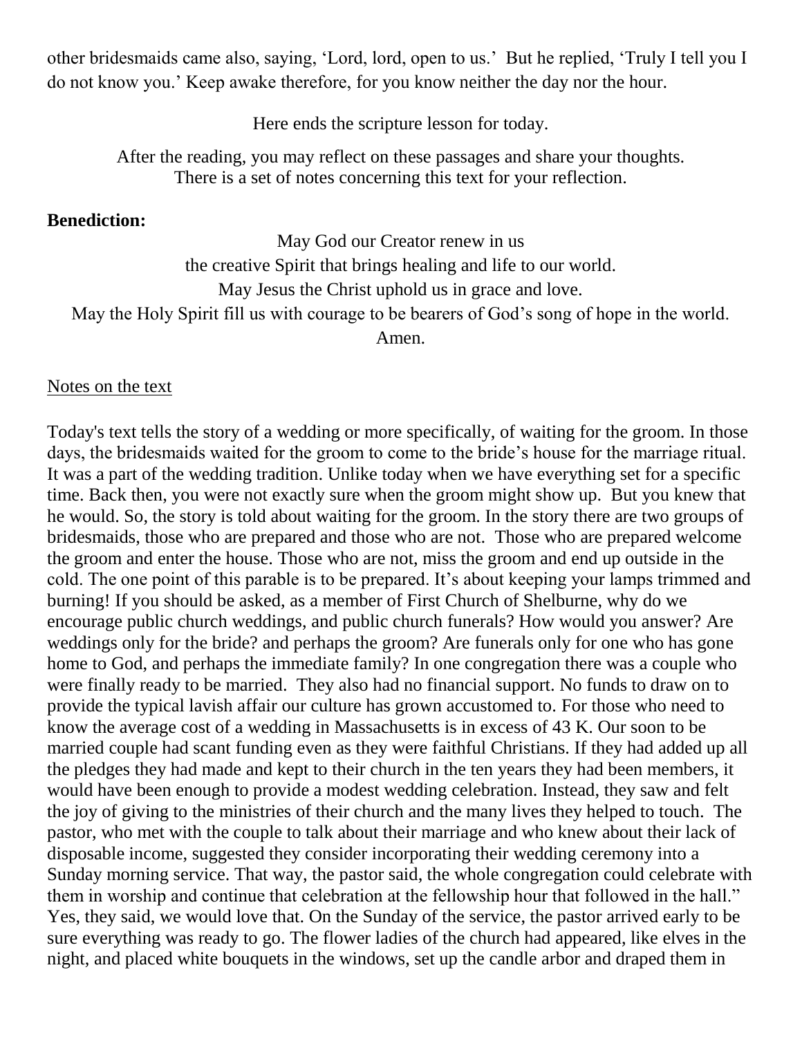other bridesmaids came also, saying, 'Lord, lord, open to us.' But he replied, 'Truly I tell you I do not know you.' Keep awake therefore, for you know neither the day nor the hour.

Here ends the scripture lesson for today.

After the reading, you may reflect on these passages and share your thoughts.
There is a set of notes concerning this text for your reflection.

**Benediction:**

May God our Creator renew in us
the creative Spirit that brings healing and life to our world.
May Jesus the Christ uphold us in grace and love.
May the Holy Spirit fill us with courage to be bearers of God's song of hope in the world.
Amen.

Notes on the text

Today's text tells the story of a wedding or more specifically, of waiting for the groom. In those days, the bridesmaids waited for the groom to come to the bride's house for the marriage ritual. It was a part of the wedding tradition. Unlike today when we have everything set for a specific time. Back then, you were not exactly sure when the groom might show up. But you knew that he would. So, the story is told about waiting for the groom. In the story there are two groups of bridesmaids, those who are prepared and those who are not. Those who are prepared welcome the groom and enter the house. Those who are not, miss the groom and end up outside in the cold. The one point of this parable is to be prepared. It's about keeping your lamps trimmed and burning! If you should be asked, as a member of First Church of Shelburne, why do we encourage public church weddings, and public church funerals? How would you answer? Are weddings only for the bride? and perhaps the groom? Are funerals only for one who has gone home to God, and perhaps the immediate family? In one congregation there was a couple who were finally ready to be married. They also had no financial support. No funds to draw on to provide the typical lavish affair our culture has grown accustomed to. For those who need to know the average cost of a wedding in Massachusetts is in excess of 43 K. Our soon to be married couple had scant funding even as they were faithful Christians. If they had added up all the pledges they had made and kept to their church in the ten years they had been members, it would have been enough to provide a modest wedding celebration. Instead, they saw and felt the joy of giving to the ministries of their church and the many lives they helped to touch. The pastor, who met with the couple to talk about their marriage and who knew about their lack of disposable income, suggested they consider incorporating their wedding ceremony into a Sunday morning service. That way, the pastor said, the whole congregation could celebrate with them in worship and continue that celebration at the fellowship hour that followed in the hall." Yes, they said, we would love that. On the Sunday of the service, the pastor arrived early to be sure everything was ready to go. The flower ladies of the church had appeared, like elves in the night, and placed white bouquets in the windows, set up the candle arbor and draped them in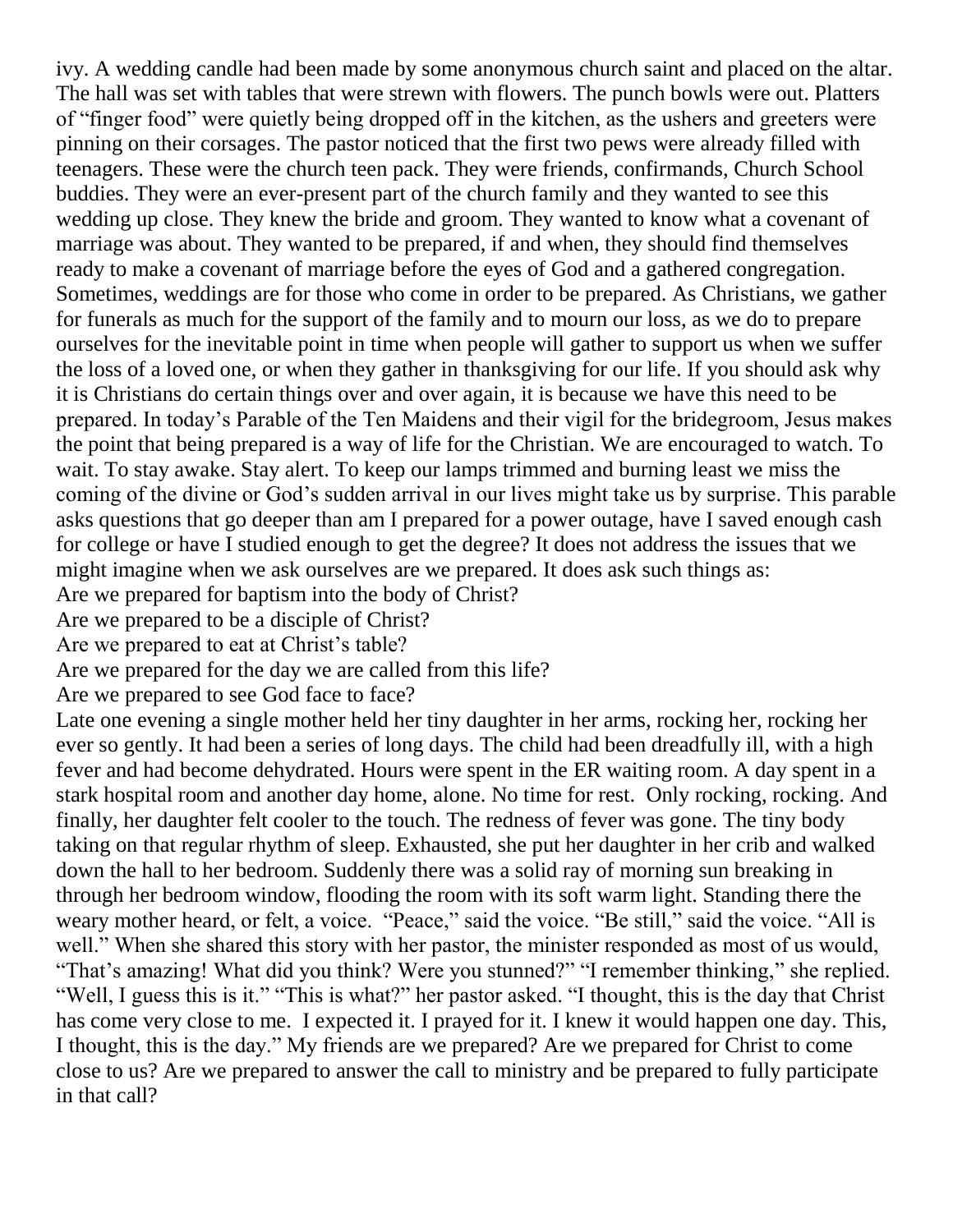ivy. A wedding candle had been made by some anonymous church saint and placed on the altar. The hall was set with tables that were strewn with flowers. The punch bowls were out. Platters of "finger food" were quietly being dropped off in the kitchen, as the ushers and greeters were pinning on their corsages. The pastor noticed that the first two pews were already filled with teenagers. These were the church teen pack. They were friends, confirmands, Church School buddies. They were an ever-present part of the church family and they wanted to see this wedding up close. They knew the bride and groom. They wanted to know what a covenant of marriage was about. They wanted to be prepared, if and when, they should find themselves ready to make a covenant of marriage before the eyes of God and a gathered congregation. Sometimes, weddings are for those who come in order to be prepared. As Christians, we gather for funerals as much for the support of the family and to mourn our loss, as we do to prepare ourselves for the inevitable point in time when people will gather to support us when we suffer the loss of a loved one, or when they gather in thanksgiving for our life. If you should ask why it is Christians do certain things over and over again, it is because we have this need to be prepared. In today's Parable of the Ten Maidens and their vigil for the bridegroom, Jesus makes the point that being prepared is a way of life for the Christian. We are encouraged to watch. To wait. To stay awake. Stay alert. To keep our lamps trimmed and burning least we miss the coming of the divine or God's sudden arrival in our lives might take us by surprise. This parable asks questions that go deeper than am I prepared for a power outage, have I saved enough cash for college or have I studied enough to get the degree? It does not address the issues that we might imagine when we ask ourselves are we prepared. It does ask such things as:

Are we prepared for baptism into the body of Christ?

Are we prepared to be a disciple of Christ?

Are we prepared to eat at Christ's table?

Are we prepared for the day we are called from this life?

Are we prepared to see God face to face?

Late one evening a single mother held her tiny daughter in her arms, rocking her, rocking her ever so gently. It had been a series of long days. The child had been dreadfully ill, with a high fever and had become dehydrated. Hours were spent in the ER waiting room. A day spent in a stark hospital room and another day home, alone. No time for rest. Only rocking, rocking. And finally, her daughter felt cooler to the touch. The redness of fever was gone. The tiny body taking on that regular rhythm of sleep. Exhausted, she put her daughter in her crib and walked down the hall to her bedroom. Suddenly there was a solid ray of morning sun breaking in through her bedroom window, flooding the room with its soft warm light. Standing there the weary mother heard, or felt, a voice. "Peace," said the voice. "Be still," said the voice. "All is well." When she shared this story with her pastor, the minister responded as most of us would, "That's amazing! What did you think? Were you stunned?" "I remember thinking," she replied. "Well, I guess this is it." "This is what?" her pastor asked. "I thought, this is the day that Christ has come very close to me. I expected it. I prayed for it. I knew it would happen one day. This, I thought, this is the day." My friends are we prepared? Are we prepared for Christ to come close to us? Are we prepared to answer the call to ministry and be prepared to fully participate in that call?